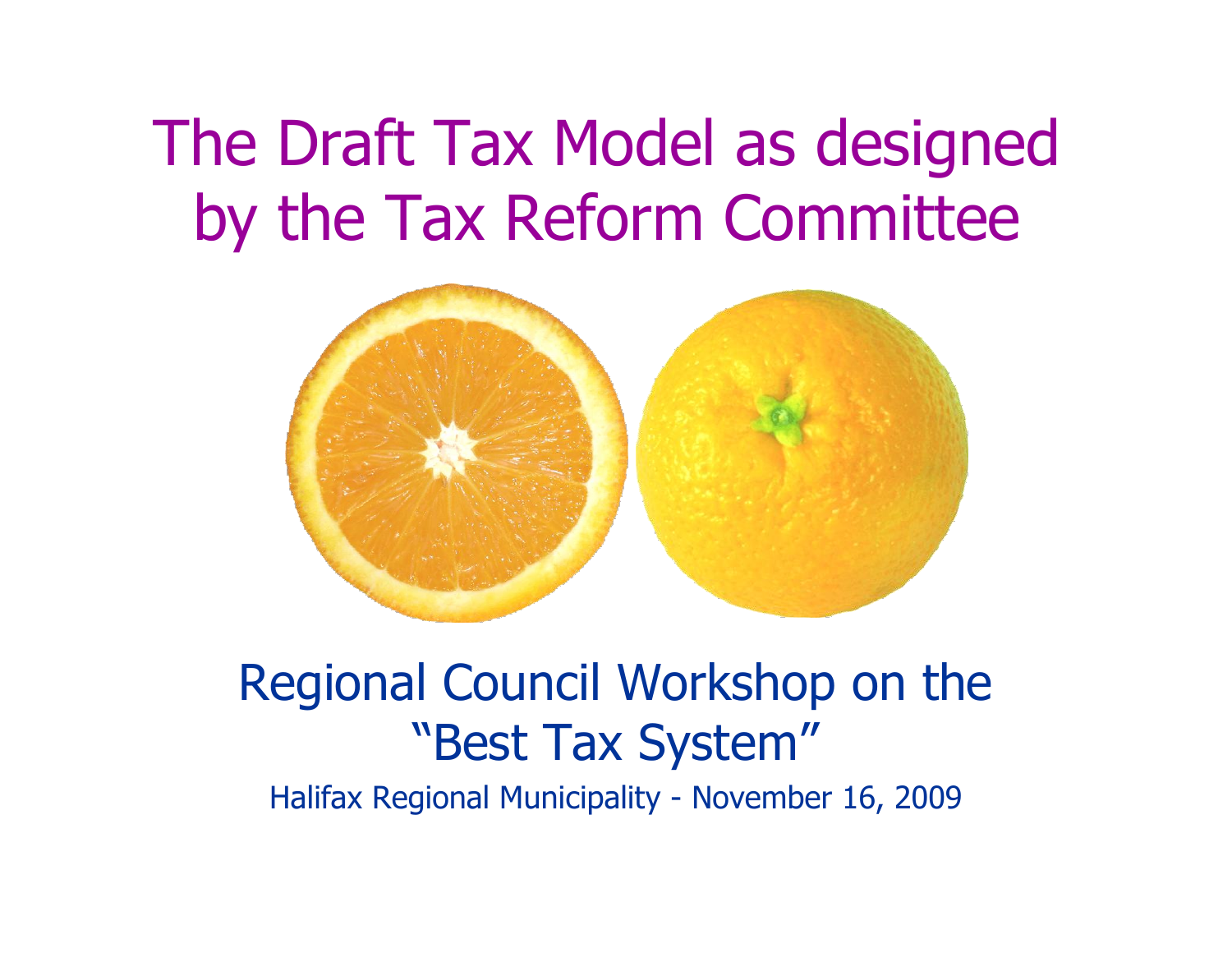# The Draft Tax Model as designed by the Tax Reform Committee

## Regional Council Workshop on the "Best Tax System"

Halifax Regional Municipality - November 16, 2009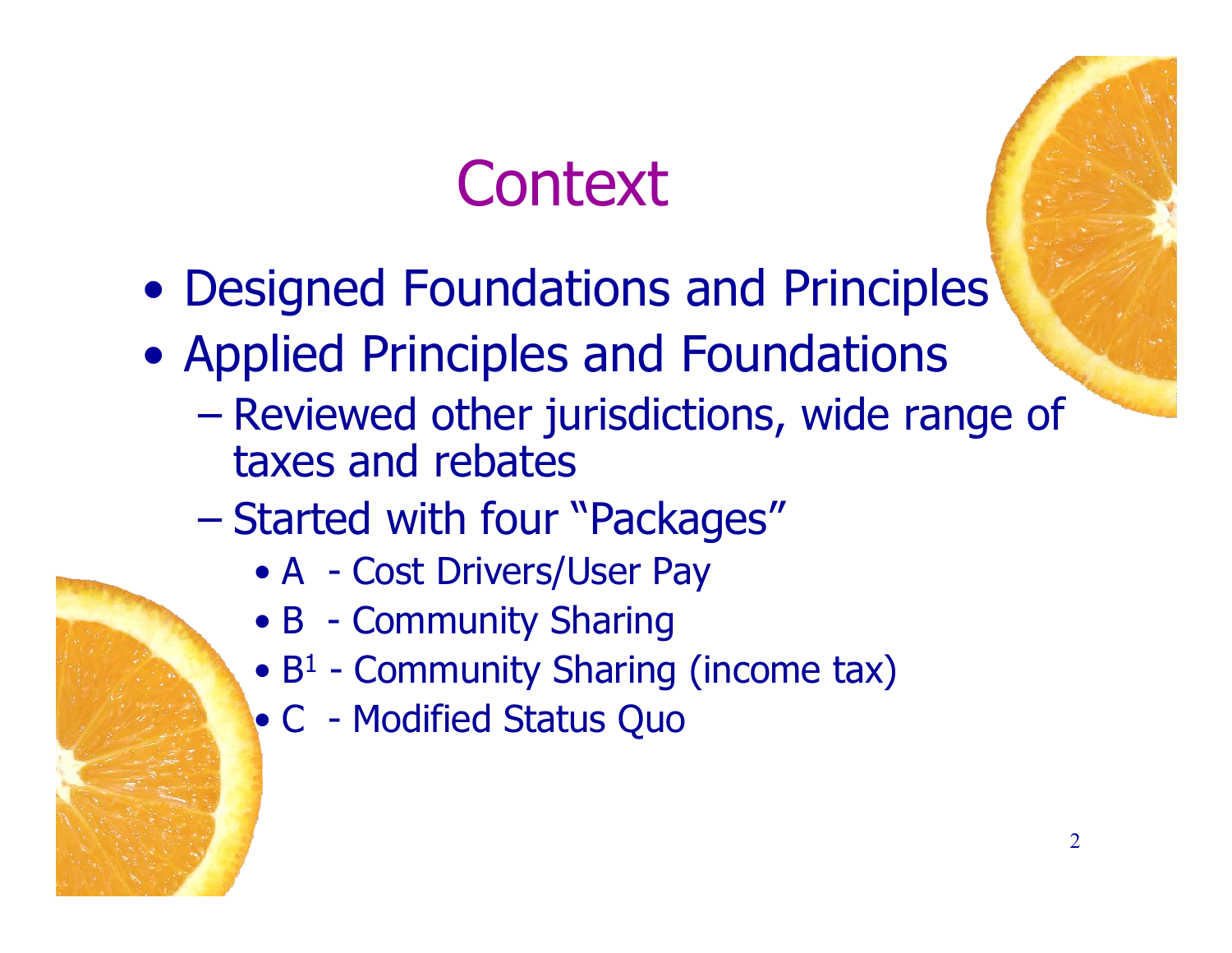# Context

- Designed Foundations and Principles
- Applied Principles and Foundations
  - Reviewed other jurisdictions, wide range of taxes and rebates
  - Started with four "Packages"
    - A - Cost Drivers/User Pay
    - B - Community Sharing
    - $B^1$ - Community Sharing (income tax)
    - C - Modified Status Quo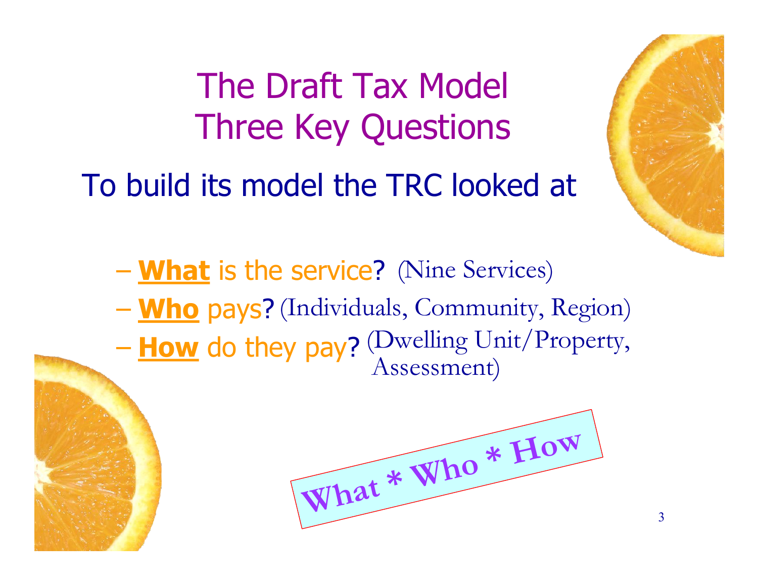# The Draft Tax Model
# Three Key Questions

To build its model the TRC looked at

- **What** is the service? (Nine Services)
- **Who** pays? (Individuals, Community, Region)
- **How** do they pay? (Dwelling Unit/Property, Assessment)

**What * Who * How**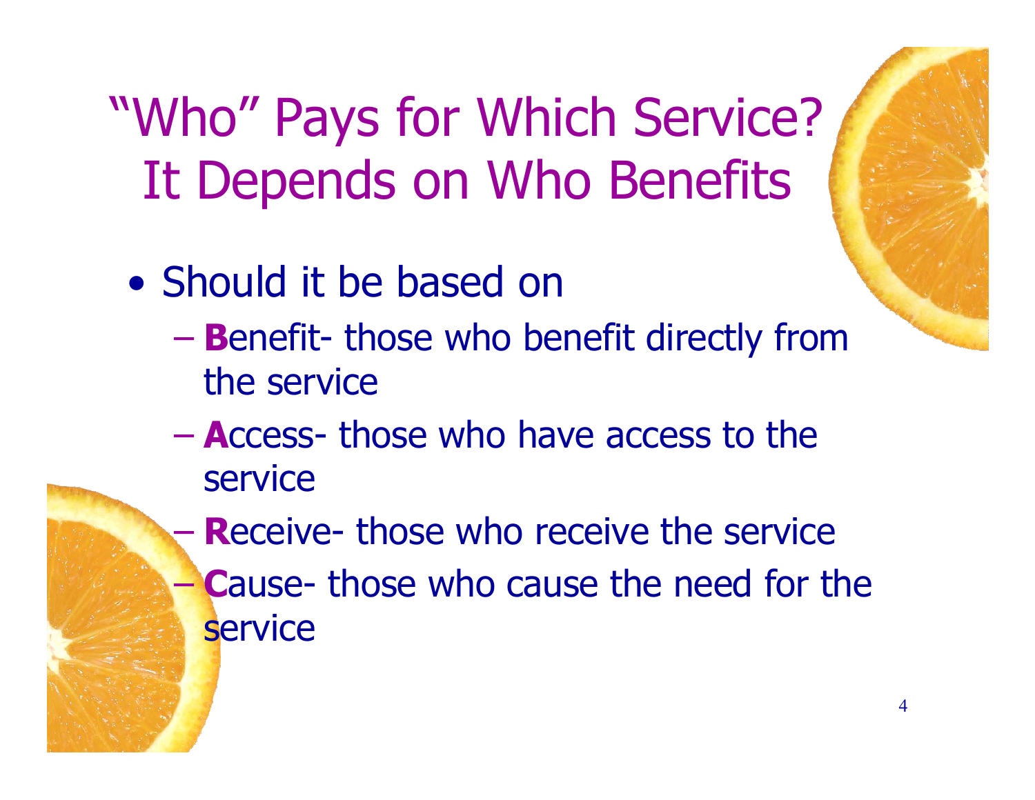# "Who" Pays for Which Service? It Depends on Who Benefits

- Should it be based on
  - **B**enefit- those who benefit directly from the service
  - **A**ccess- those who have access to the service
  - **R**eceive- those who receive the service
  - **C**ause- those who cause the need for the service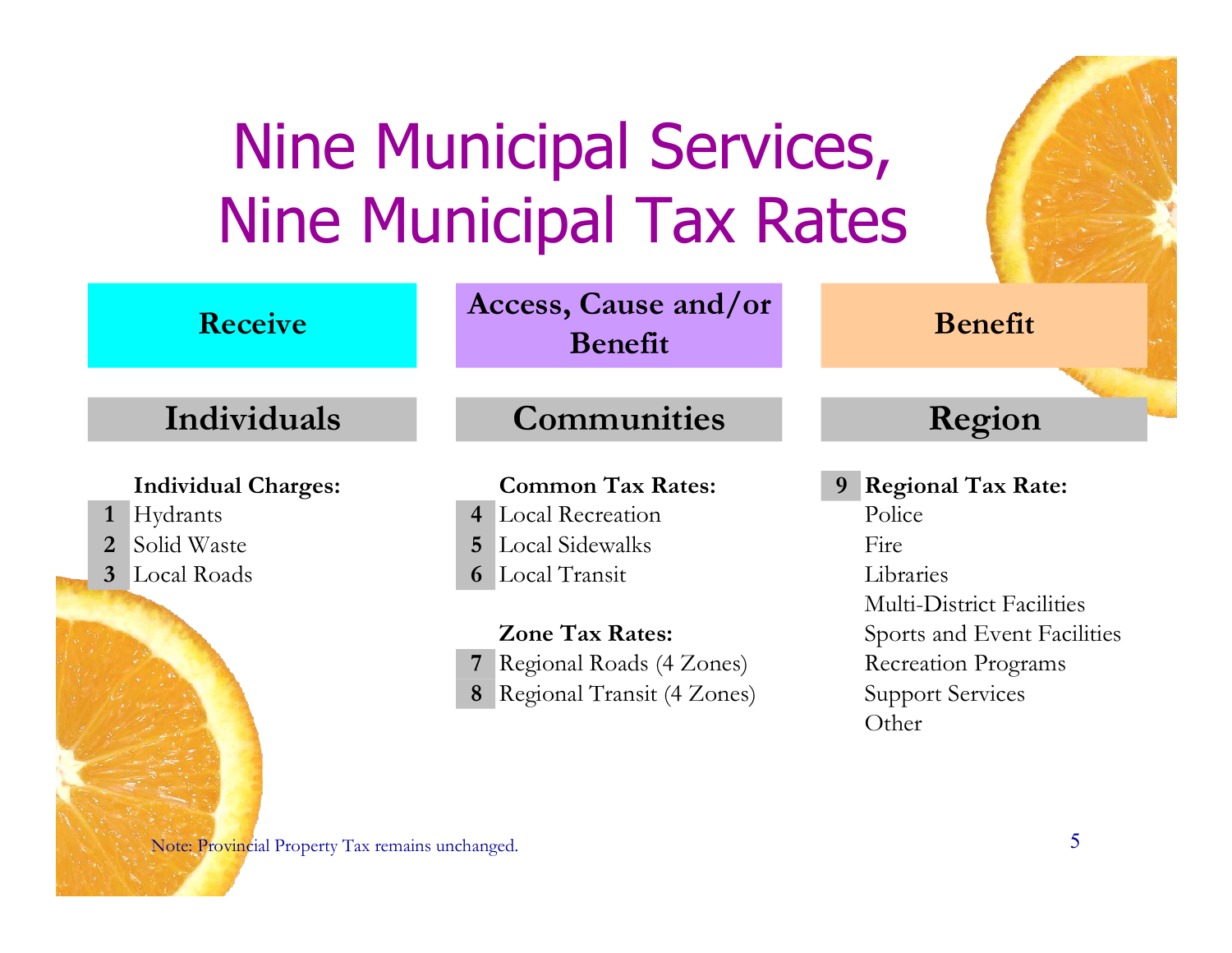# Nine Municipal Services, Nine Municipal Tax Rates

| Receive | Access, Cause and/or Benefit | Benefit |
|---|---|---|
| **Individuals** | **Communities** | **Region** |

### Individuals

**Individual Charges:**

1. Hydrants
2. Solid Waste
3. Local Roads

### Communities

**Common Tax Rates:**

4. Local Recreation
5. Local Sidewalks
6. Local Transit

**Zone Tax Rates:**

7. Regional Roads (4 Zones)
8. Regional Transit (4 Zones)

### Region

9. **Regional Tax Rate:**
   - Police
   - Fire
   - Libraries
   - Multi-District Facilities
   - Sports and Event Facilities
   - Recreation Programs
   - Support Services
   - Other

Note: Provincial Property Tax remains unchanged.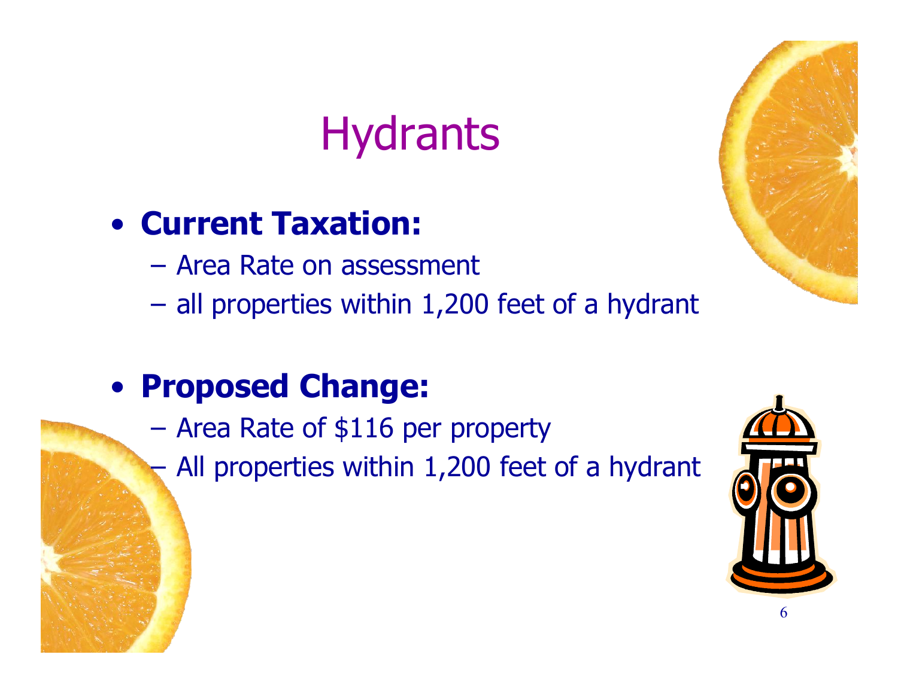# Hydrants

- **Current Taxation:**
  - Area Rate on assessment
  - all properties within 1,200 feet of a hydrant

- **Proposed Change:**
  - Area Rate of $116 per property
  - All properties within 1,200 feet of a hydrant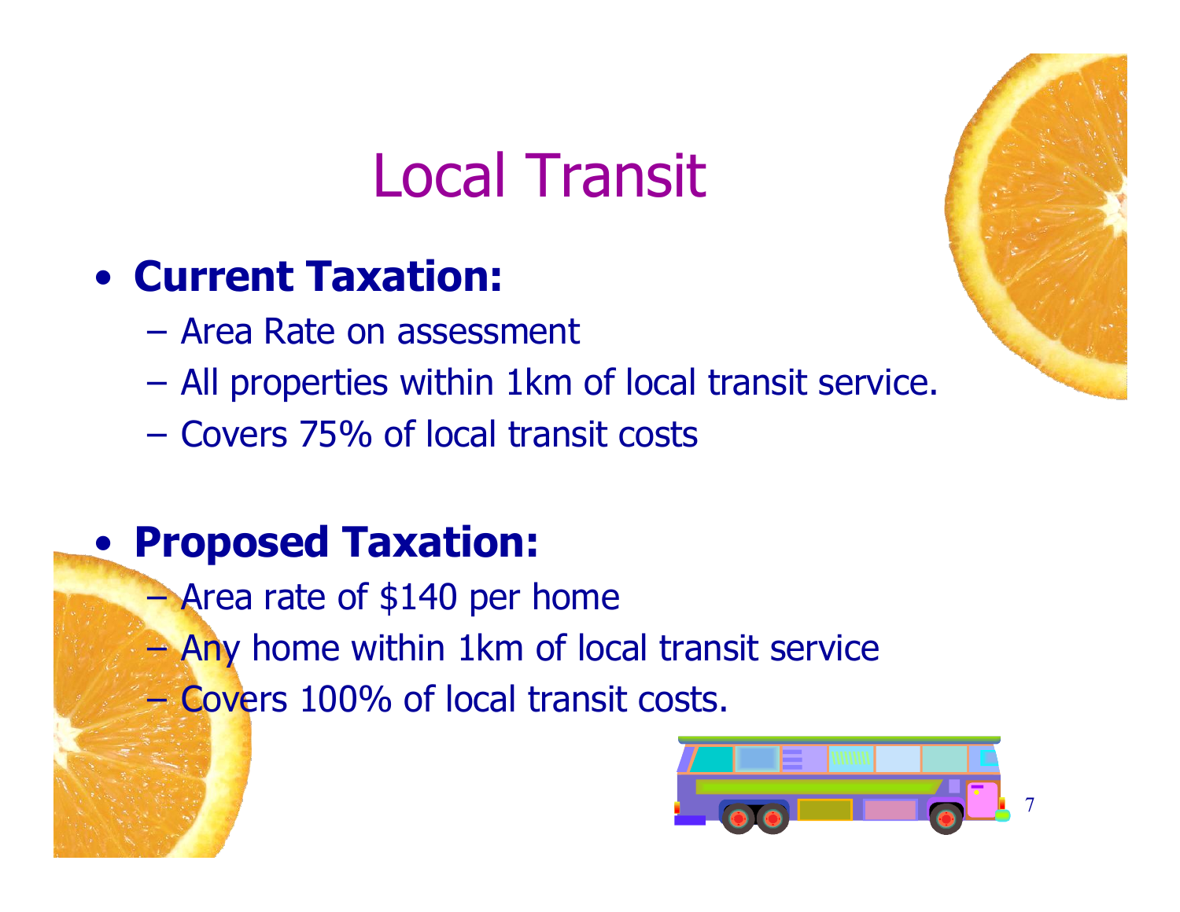# Local Transit

- **Current Taxation:**
  - Area Rate on assessment
  - All properties within 1km of local transit service.
  - Covers 75% of local transit costs

- **Proposed Taxation:**
  - Area rate of $140 per home
  - Any home within 1km of local transit service
  - Covers 100% of local transit costs.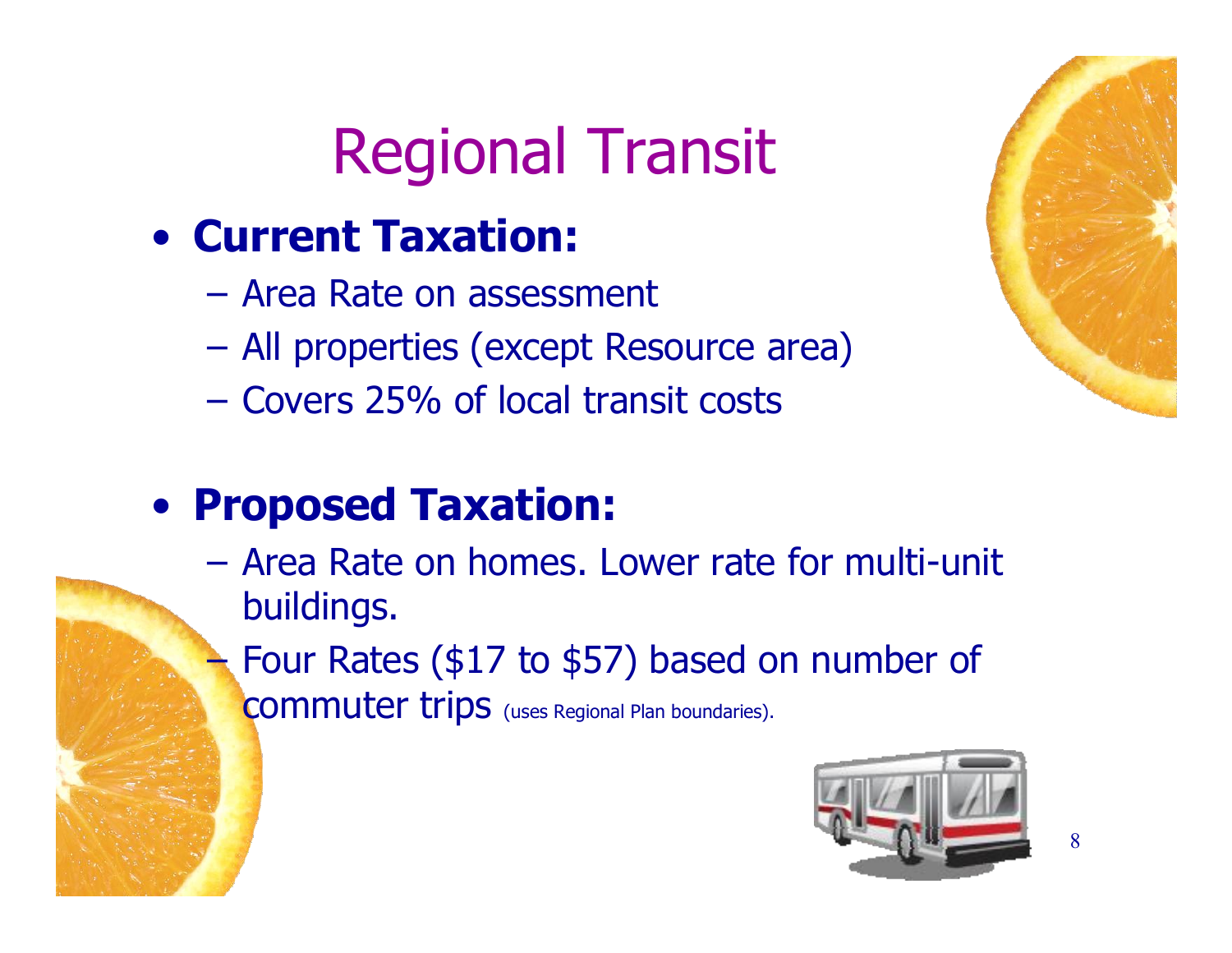# Regional Transit

- **Current Taxation:**
  - Area Rate on assessment
  - All properties (except Resource area)
  - Covers 25% of local transit costs

- **Proposed Taxation:**
  - Area Rate on homes. Lower rate for multi-unit buildings.
  - Four Rates ($17 to $57) based on number of commuter trips (uses Regional Plan boundaries).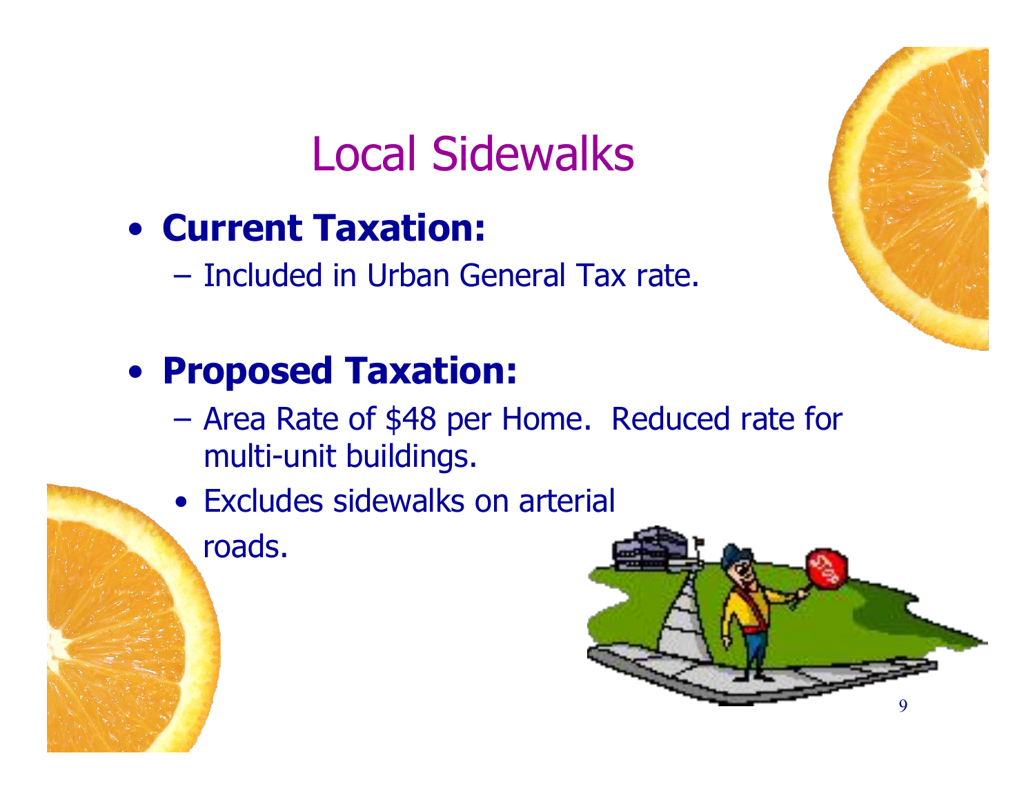# Local Sidewalks

- **Current Taxation:**
  - Included in Urban General Tax rate.

- **Proposed Taxation:**
  - Area Rate of $48 per Home. Reduced rate for multi-unit buildings.
    - Excludes sidewalks on arterial roads.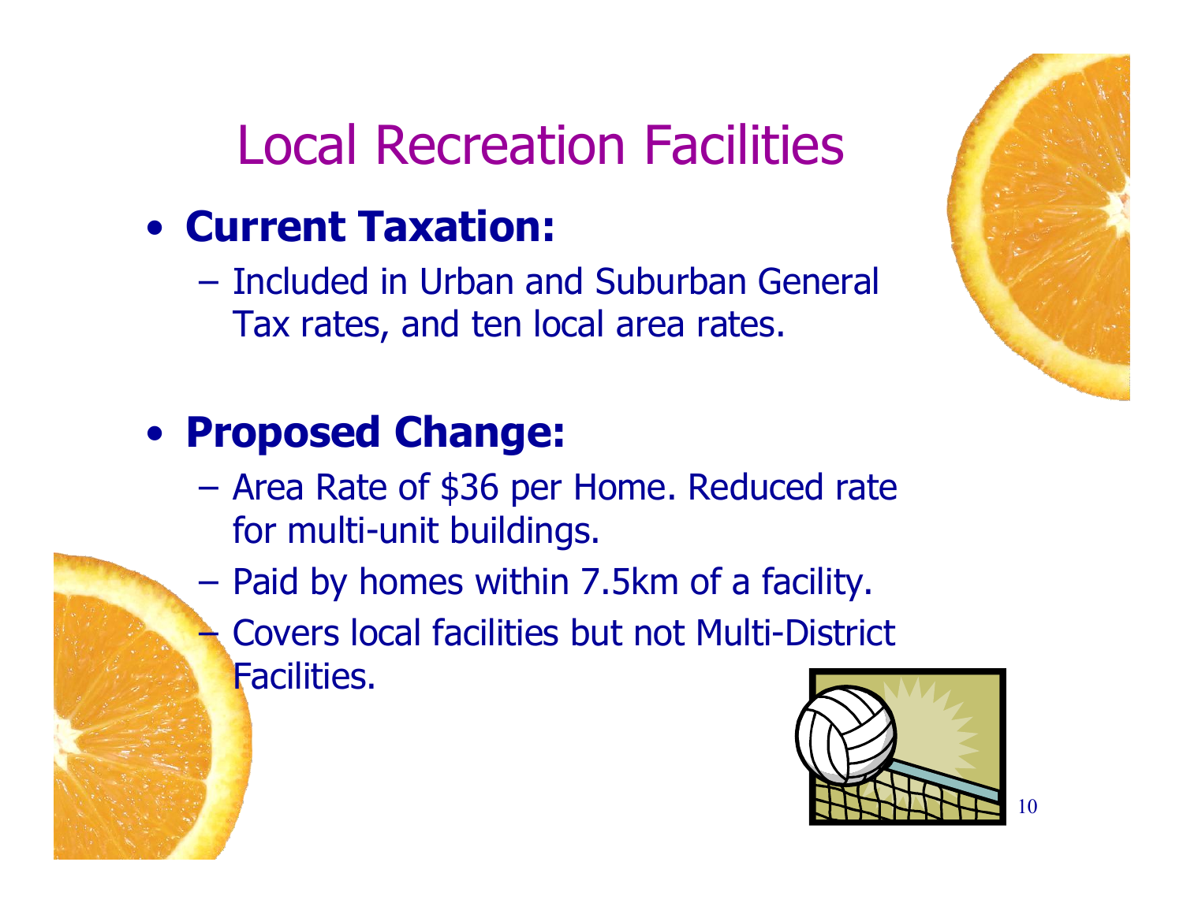# Local Recreation Facilities

- **Current Taxation:**
  - Included in Urban and Suburban General Tax rates, and ten local area rates.

- **Proposed Change:**
  - Area Rate of $36 per Home. Reduced rate for multi-unit buildings.
  - Paid by homes within 7.5km of a facility.
  - Covers local facilities but not Multi-District Facilities.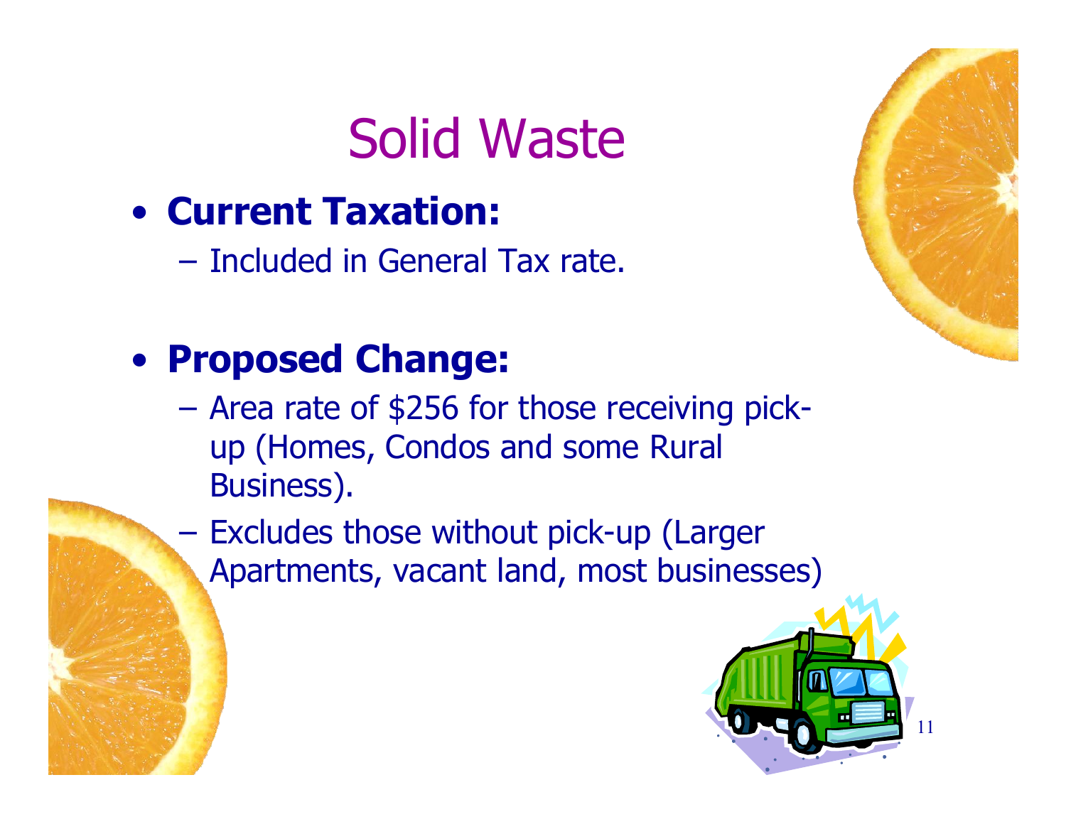# Solid Waste

- **Current Taxation:**
  - Included in General Tax rate.

- **Proposed Change:**
  - Area rate of $256 for those receiving pick-up (Homes, Condos and some Rural Business).
  - Excludes those without pick-up (Larger Apartments, vacant land, most businesses)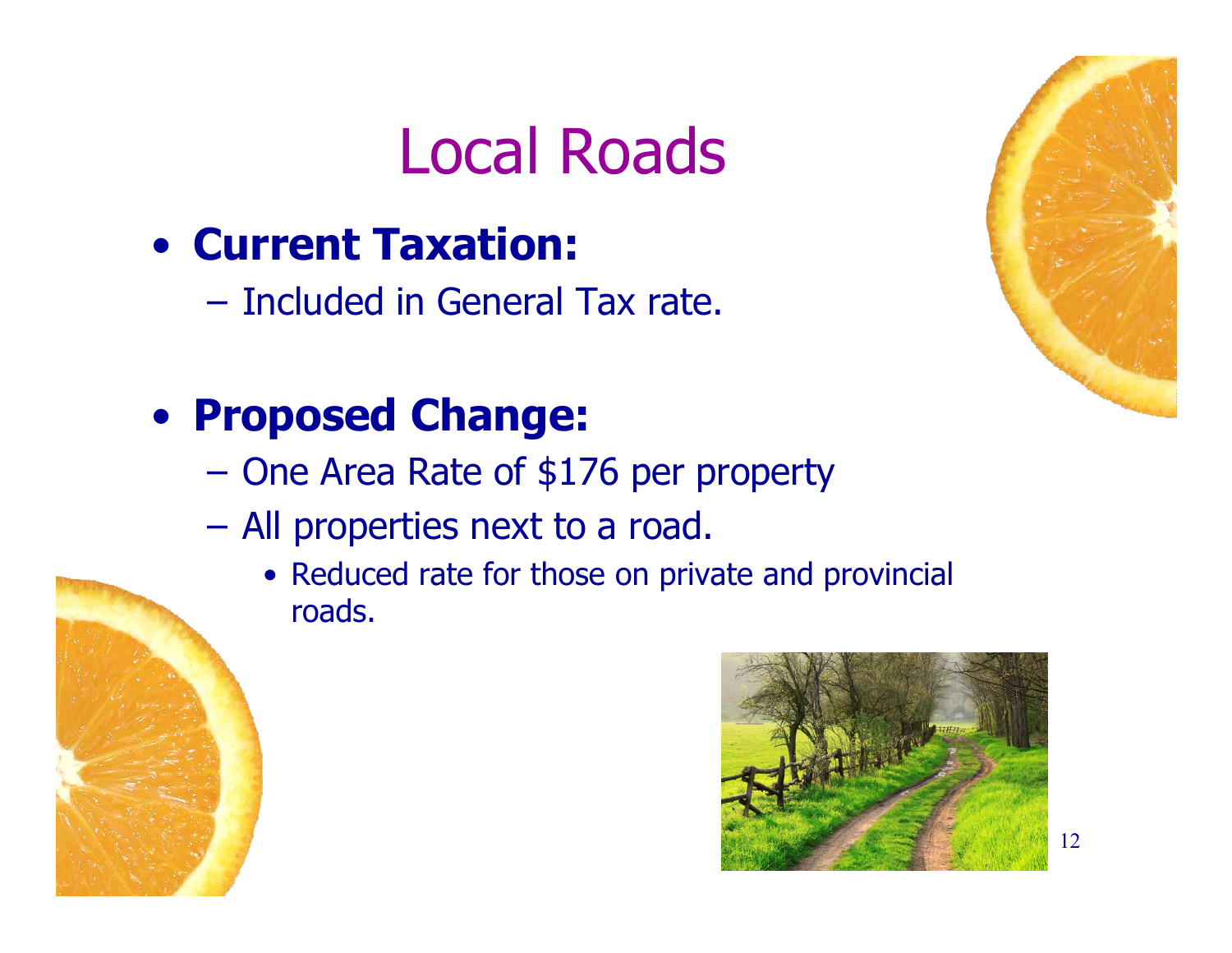# Local Roads

- **Current Taxation:**
  - Included in General Tax rate.

- **Proposed Change:**
  - One Area Rate of $176 per property
  - All properties next to a road.
    - Reduced rate for those on private and provincial roads.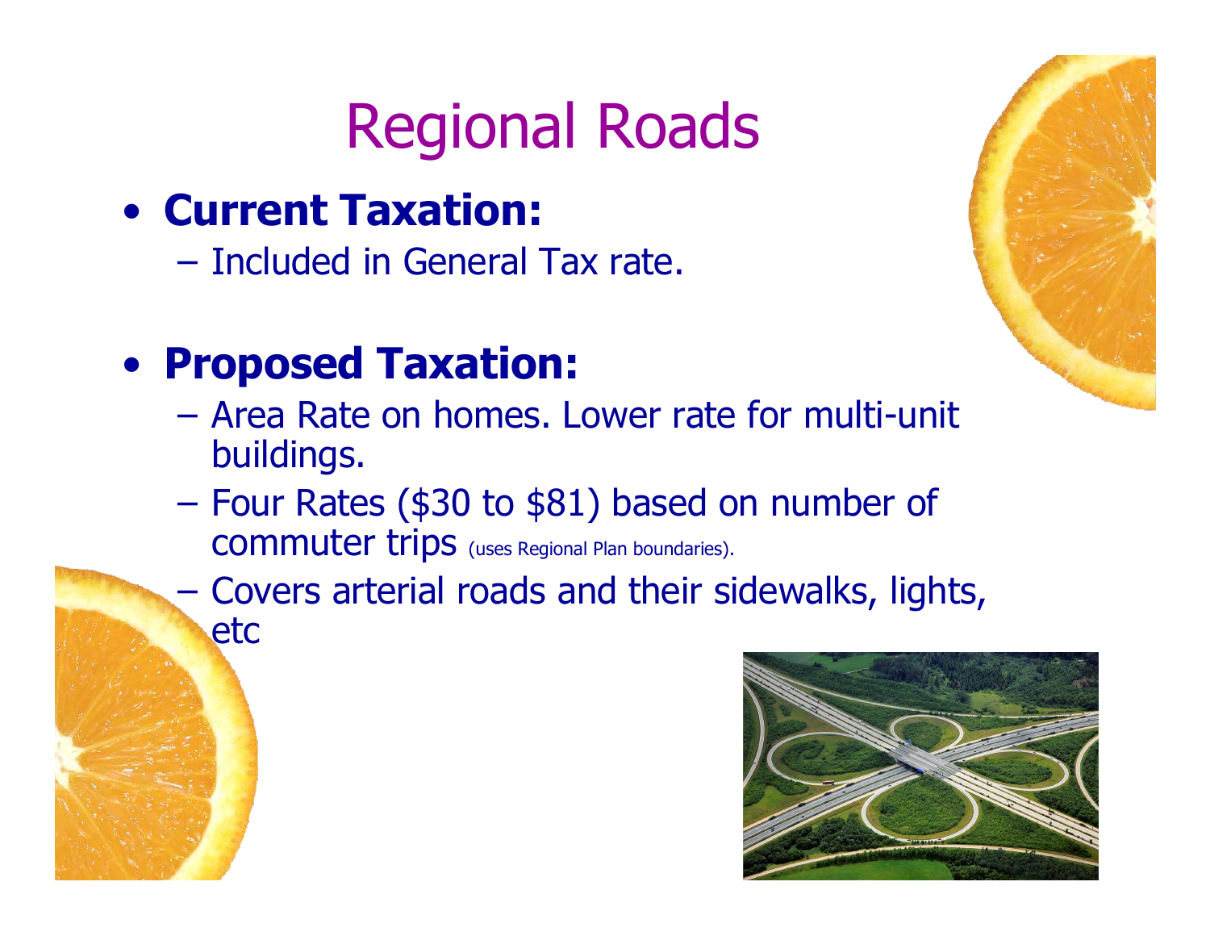# Regional Roads

- **Current Taxation:**
  - Included in General Tax rate.

- **Proposed Taxation:**
  - Area Rate on homes. Lower rate for multi-unit buildings.
  - Four Rates ($30 to $81) based on number of commuter trips (uses Regional Plan boundaries).
  - Covers arterial roads and their sidewalks, lights, etc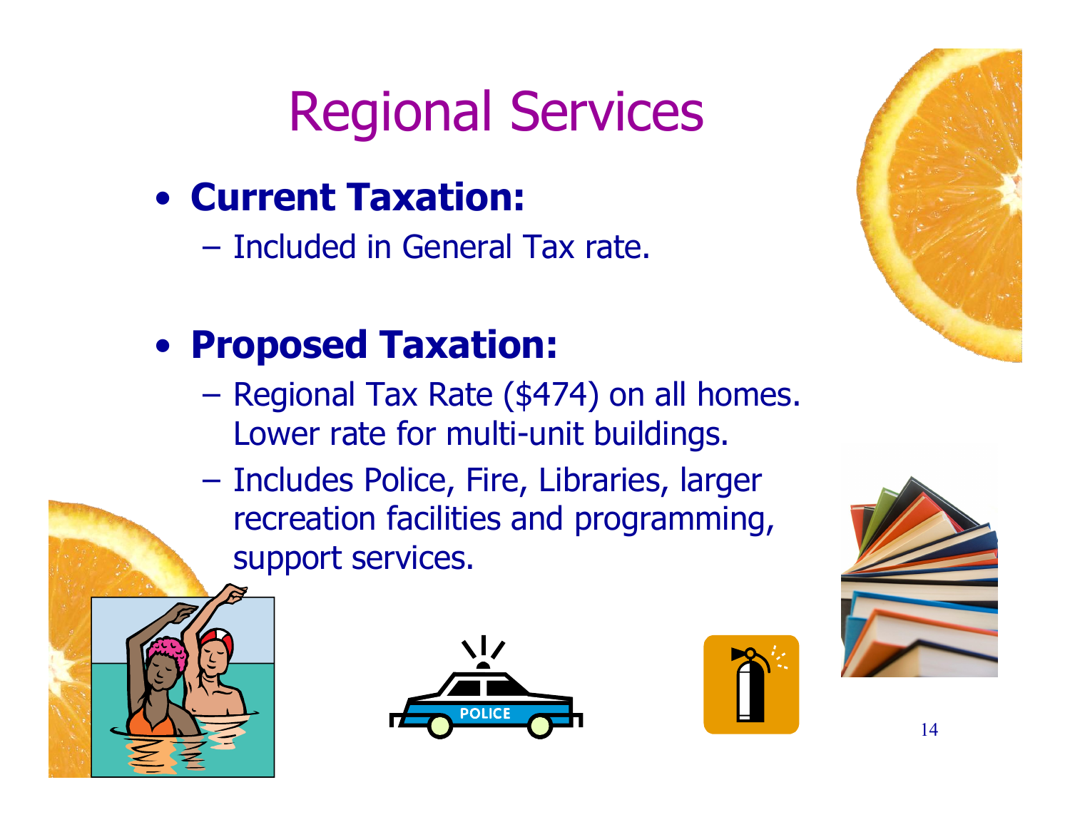# Regional Services

- **Current Taxation:**
  - Included in General Tax rate.

- **Proposed Taxation:**
  - Regional Tax Rate ($474) on all homes. Lower rate for multi-unit buildings.
  - Includes Police, Fire, Libraries, larger recreation facilities and programming, support services.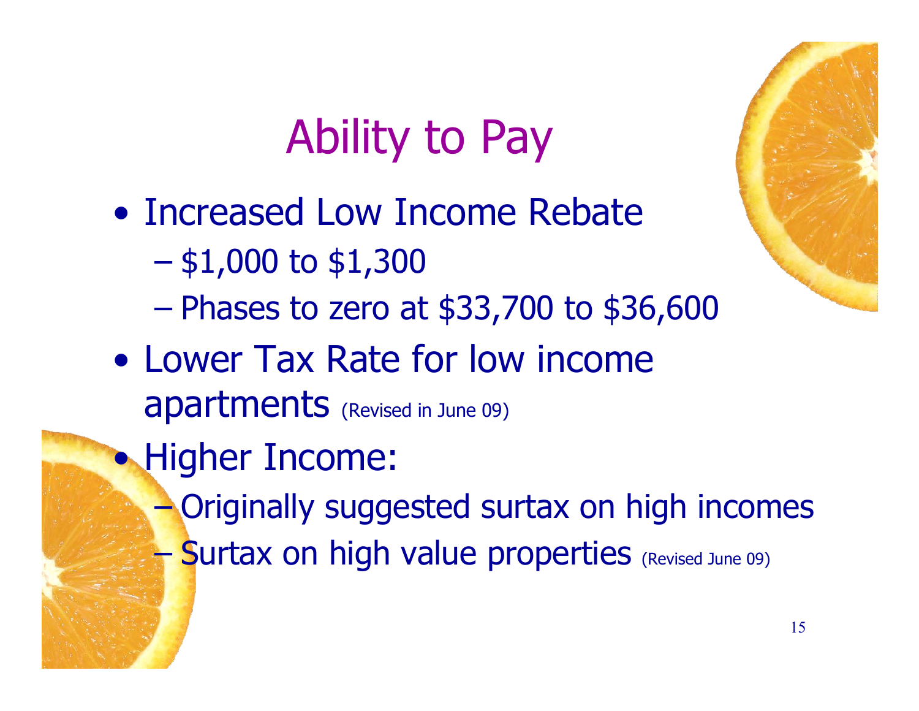# Ability to Pay

- Increased Low Income Rebate
  - $1,000 to $1,300
  - Phases to zero at $33,700 to $36,600
- Lower Tax Rate for low income apartments (Revised in June 09)
- Higher Income:
  - Originally suggested surtax on high incomes
  - Surtax on high value properties (Revised June 09)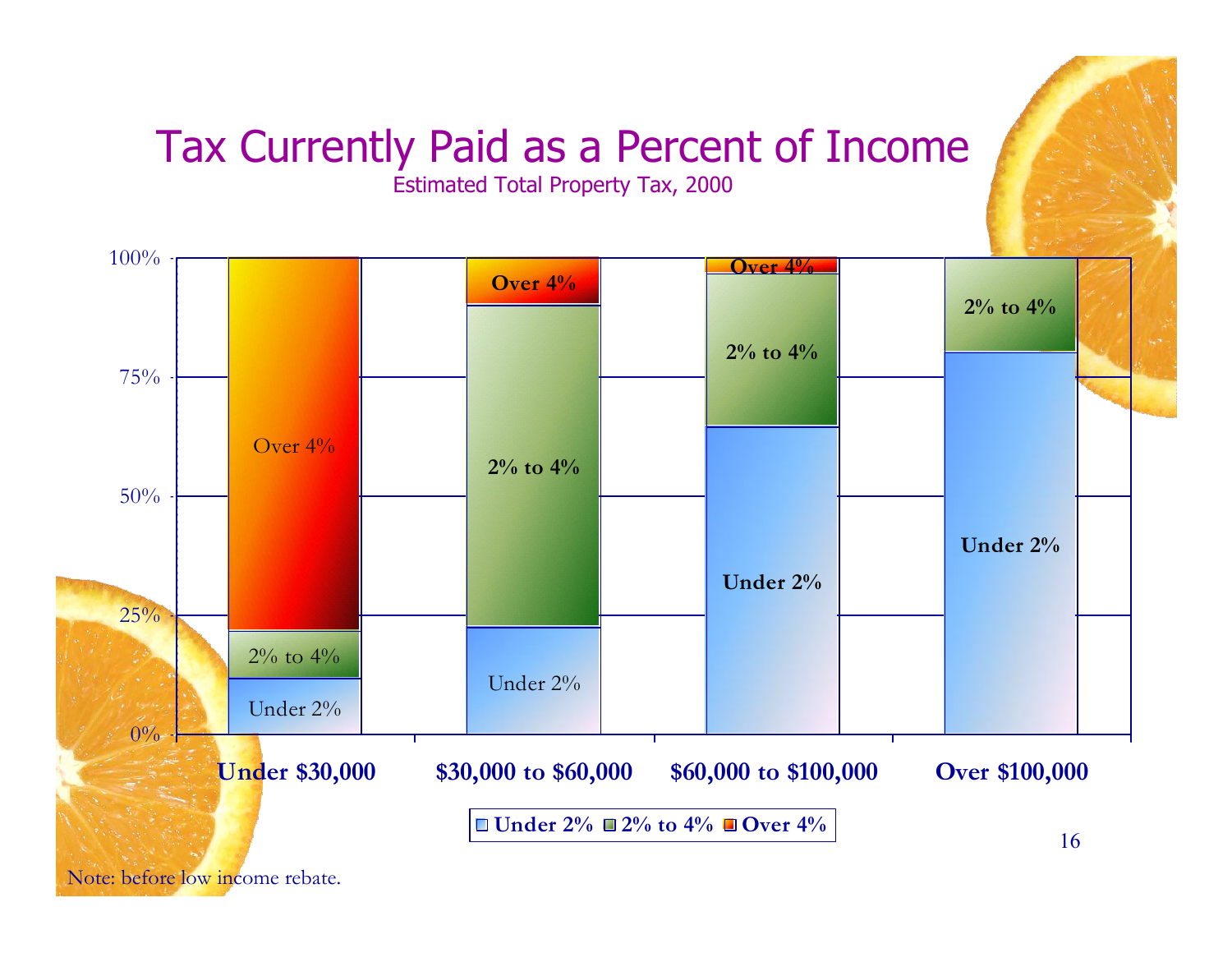# Tax Currently Paid as a Percent of Income

Estimated Total Property Tax, 2000

100%
75%
50%
25%
0%

Over 4%
2% to 4%
Under 2%

Over 4%
2% to 4%
Under 2%

Over 4%
2% to 4%
Under 2%

2% to 4%
Under 2%

Under $30,000
$30,000 to $60,000
$60,000 to $100,000
Over $100,000

Under 2% 2% to 4% Over 4%

Note: before low income rebate.